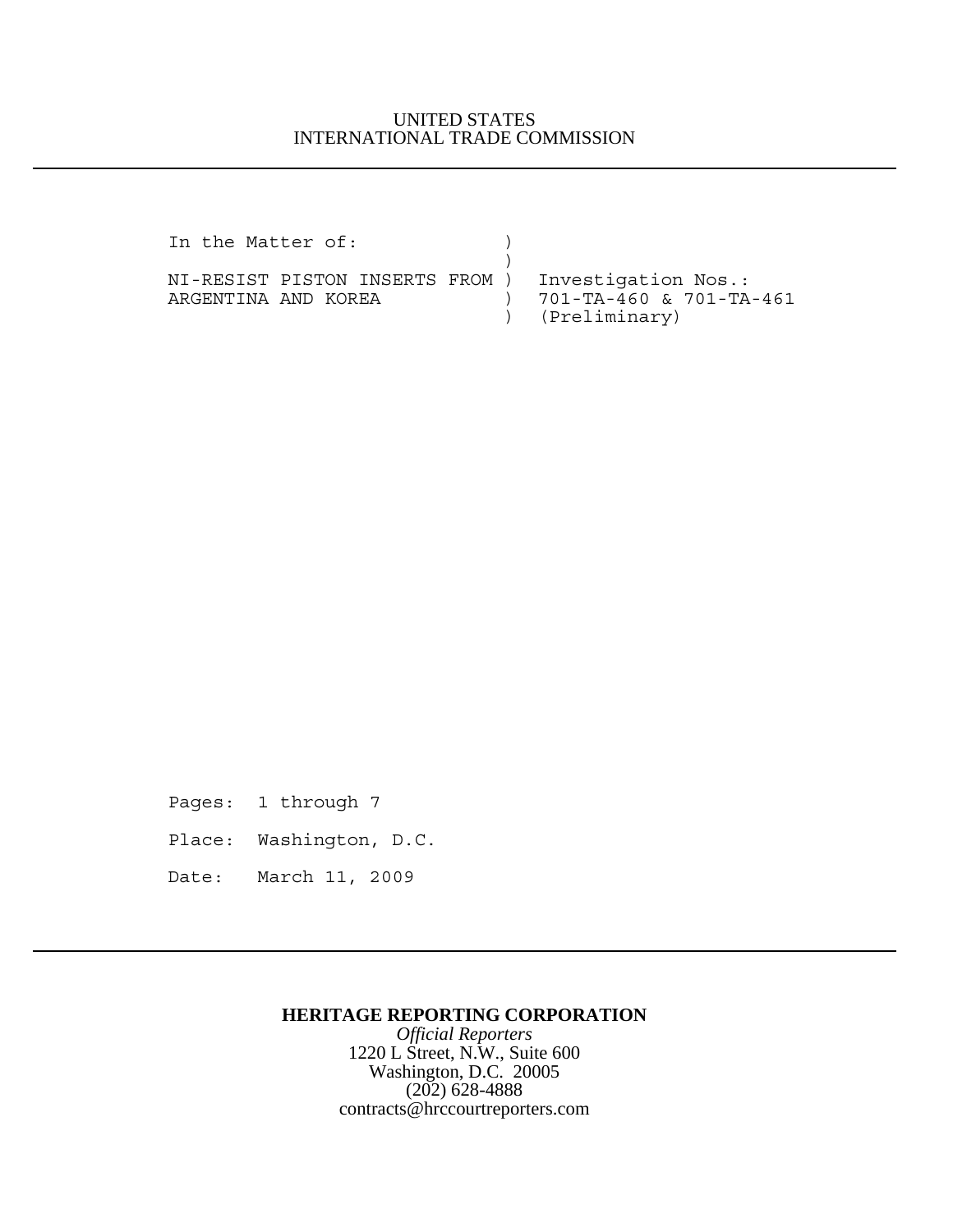UNITED STATES
INTERNATIONAL TRADE COMMISSION

---

```
In the Matter of:               )
                                )
NI-RESIST PISTON INSERTS FROM ) Investigation Nos.:
ARGENTINA AND KOREA           ) 701-TA-460 & 701-TA-461
                                ) (Preliminary)
```

Pages: 1 through 7

Place: Washington, D.C.

Date: March 11, 2009

---

**HERITAGE REPORTING CORPORATION**

*Official Reporters*

1220 L Street, N.W., Suite 600

Washington, D.C. 20005

(202) 628-4888

contracts@hrccourtreporters.com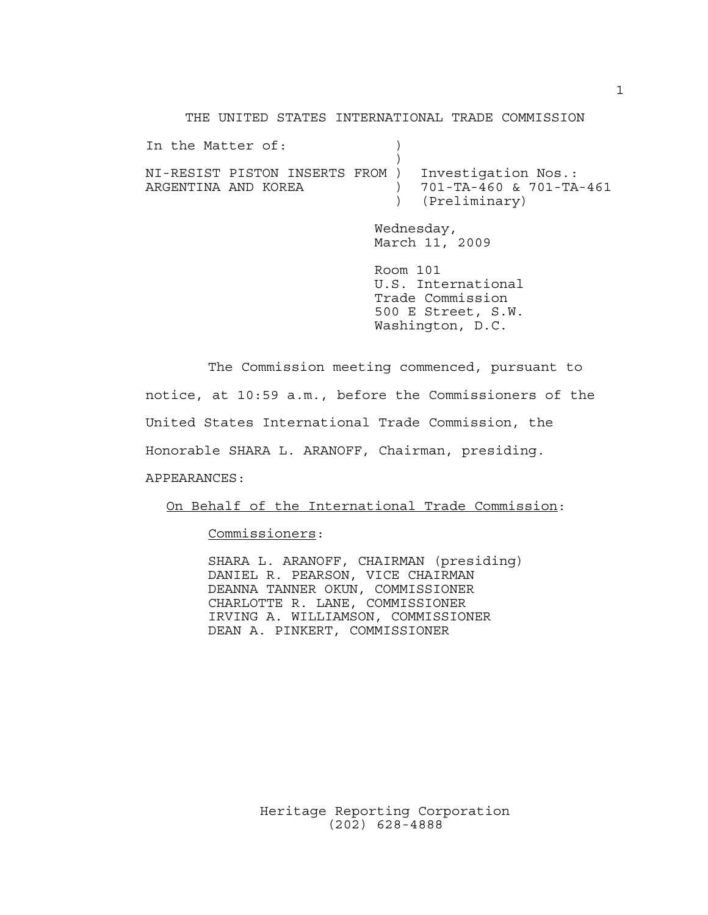THE UNITED STATES INTERNATIONAL TRADE COMMISSION

```
In the Matter of:              )
                               )
NI-RESIST PISTON INSERTS FROM )  Investigation Nos.:
ARGENTINA AND KOREA            )  701-TA-460 & 701-TA-461
                               )  (Preliminary)
```

Wednesday,
March 11, 2009

Room 101
U.S. International
Trade Commission
500 E Street, S.W.
Washington, D.C.

The Commission meeting commenced, pursuant to notice, at 10:59 a.m., before the Commissioners of the United States International Trade Commission, the Honorable SHARA L. ARANOFF, Chairman, presiding.

APPEARANCES:

On Behalf of the International Trade Commission:

Commissioners:

SHARA L. ARANOFF, CHAIRMAN (presiding)
DANIEL R. PEARSON, VICE CHAIRMAN
DEANNA TANNER OKUN, COMMISSIONER
CHARLOTTE R. LANE, COMMISSIONER
IRVING A. WILLIAMSON, COMMISSIONER
DEAN A. PINKERT, COMMISSIONER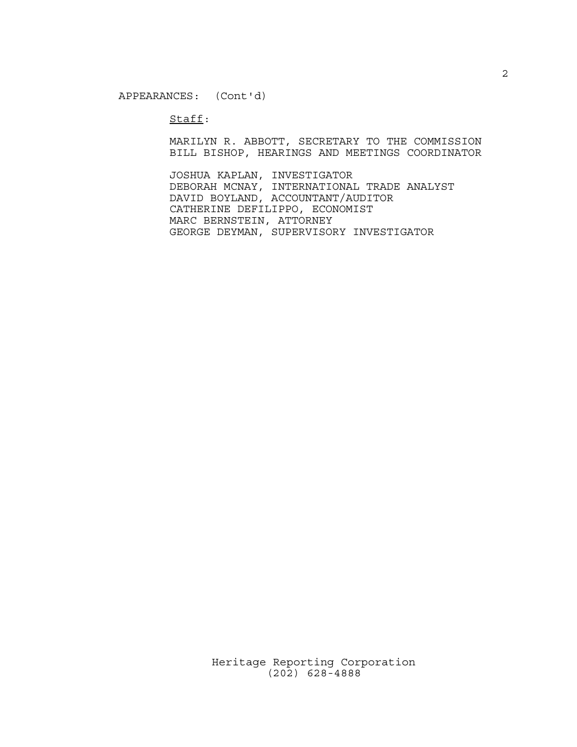APPEARANCES: (Cont'd)

<u>Staff</u>:

MARILYN R. ABBOTT, SECRETARY TO THE COMMISSION
BILL BISHOP, HEARINGS AND MEETINGS COORDINATOR

JOSHUA KAPLAN, INVESTIGATOR
DEBORAH MCNAY, INTERNATIONAL TRADE ANALYST
DAVID BOYLAND, ACCOUNTANT/AUDITOR
CATHERINE DEFILIPPO, ECONOMIST
MARC BERNSTEIN, ATTORNEY
GEORGE DEYMAN, SUPERVISORY INVESTIGATOR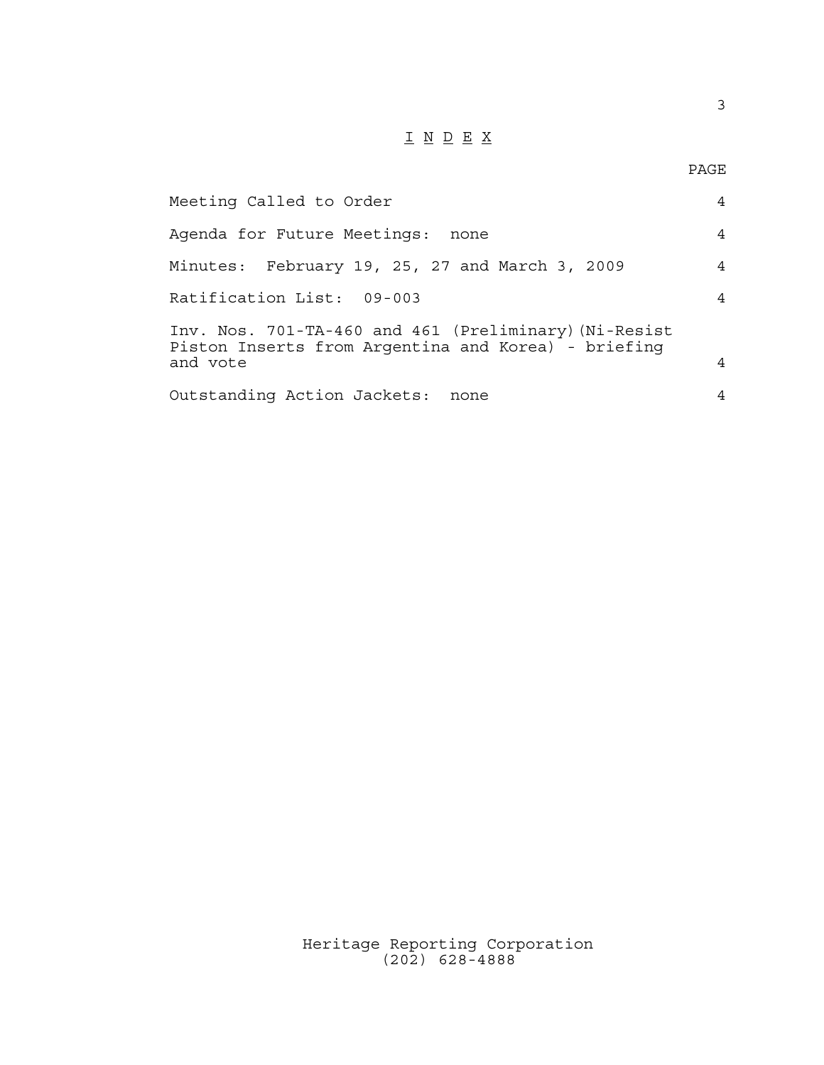# I N D E X

| | PAGE |
|---|---|
| Meeting Called to Order | 4 |
| Agenda for Future Meetings: none | 4 |
| Minutes: February 19, 25, 27 and March 3, 2009 | 4 |
| Ratification List: 09-003 | 4 |
| Inv. Nos. 701-TA-460 and 461 (Preliminary)(Ni-Resist Piston Inserts from Argentina and Korea) - briefing and vote | 4 |
| Outstanding Action Jackets: none | 4 |

Heritage Reporting Corporation
(202) 628-4888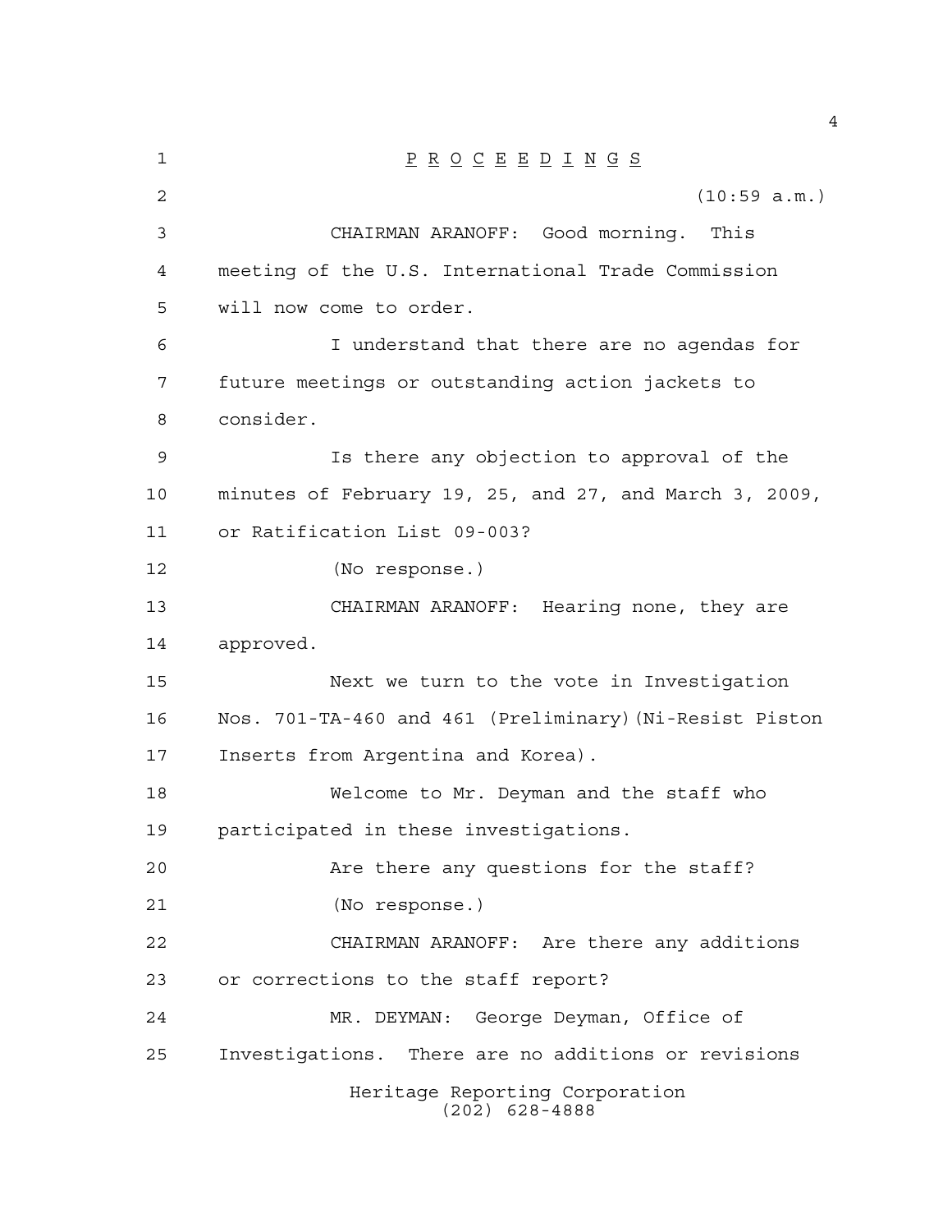P R O C E E D I N G S

(10:59 a.m.)

CHAIRMAN ARANOFF: Good morning. This meeting of the U.S. International Trade Commission will now come to order.

I understand that there are no agendas for future meetings or outstanding action jackets to consider.

Is there any objection to approval of the minutes of February 19, 25, and 27, and March 3, 2009, or Ratification List 09-003?

(No response.)

CHAIRMAN ARANOFF: Hearing none, they are approved.

Next we turn to the vote in Investigation Nos. 701-TA-460 and 461 (Preliminary)(Ni-Resist Piston Inserts from Argentina and Korea).

Welcome to Mr. Deyman and the staff who participated in these investigations.

Are there any questions for the staff?

(No response.)

CHAIRMAN ARANOFF: Are there any additions or corrections to the staff report?

MR. DEYMAN: George Deyman, Office of Investigations. There are no additions or revisions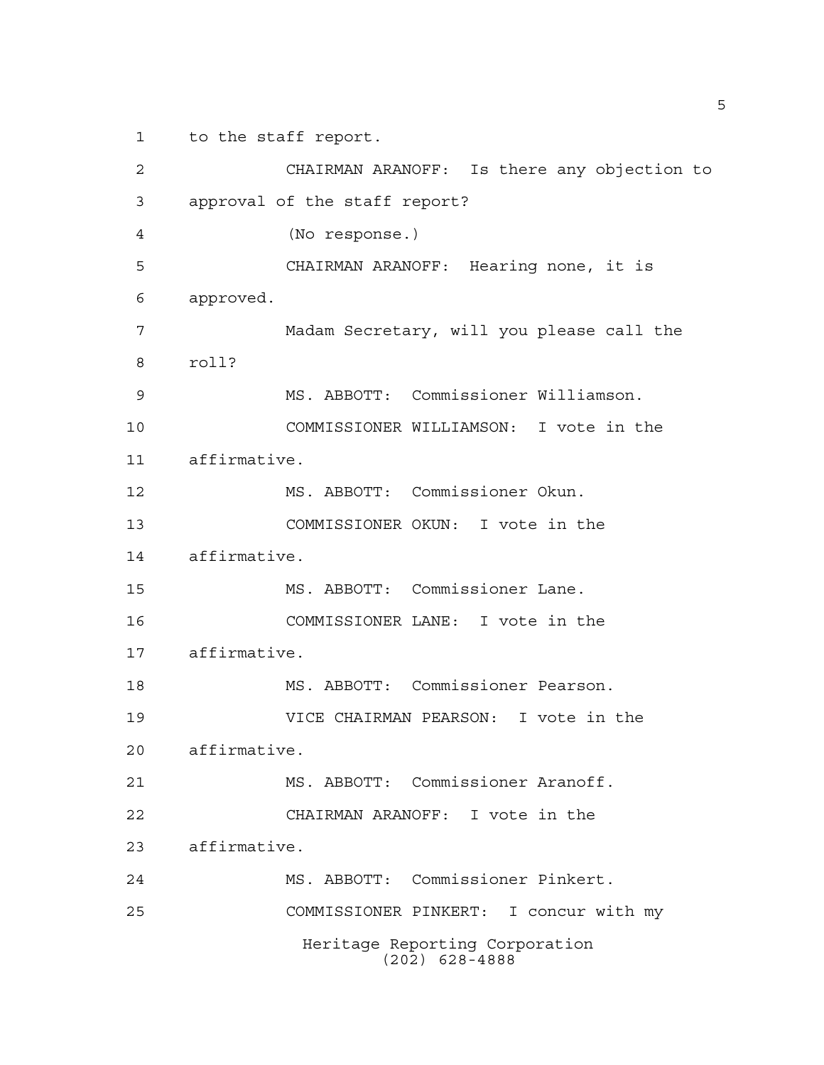to the staff report.

CHAIRMAN ARANOFF: Is there any objection to approval of the staff report?

(No response.)

CHAIRMAN ARANOFF: Hearing none, it is approved.

Madam Secretary, will you please call the roll?

MS. ABBOTT: Commissioner Williamson.

COMMISSIONER WILLIAMSON: I vote in the affirmative.

MS. ABBOTT: Commissioner Okun.

COMMISSIONER OKUN: I vote in the affirmative.

MS. ABBOTT: Commissioner Lane.

COMMISSIONER LANE: I vote in the affirmative.

MS. ABBOTT: Commissioner Pearson.

VICE CHAIRMAN PEARSON: I vote in the affirmative.

MS. ABBOTT: Commissioner Aranoff.

CHAIRMAN ARANOFF: I vote in the affirmative.

MS. ABBOTT: Commissioner Pinkert.

COMMISSIONER PINKERT: I concur with my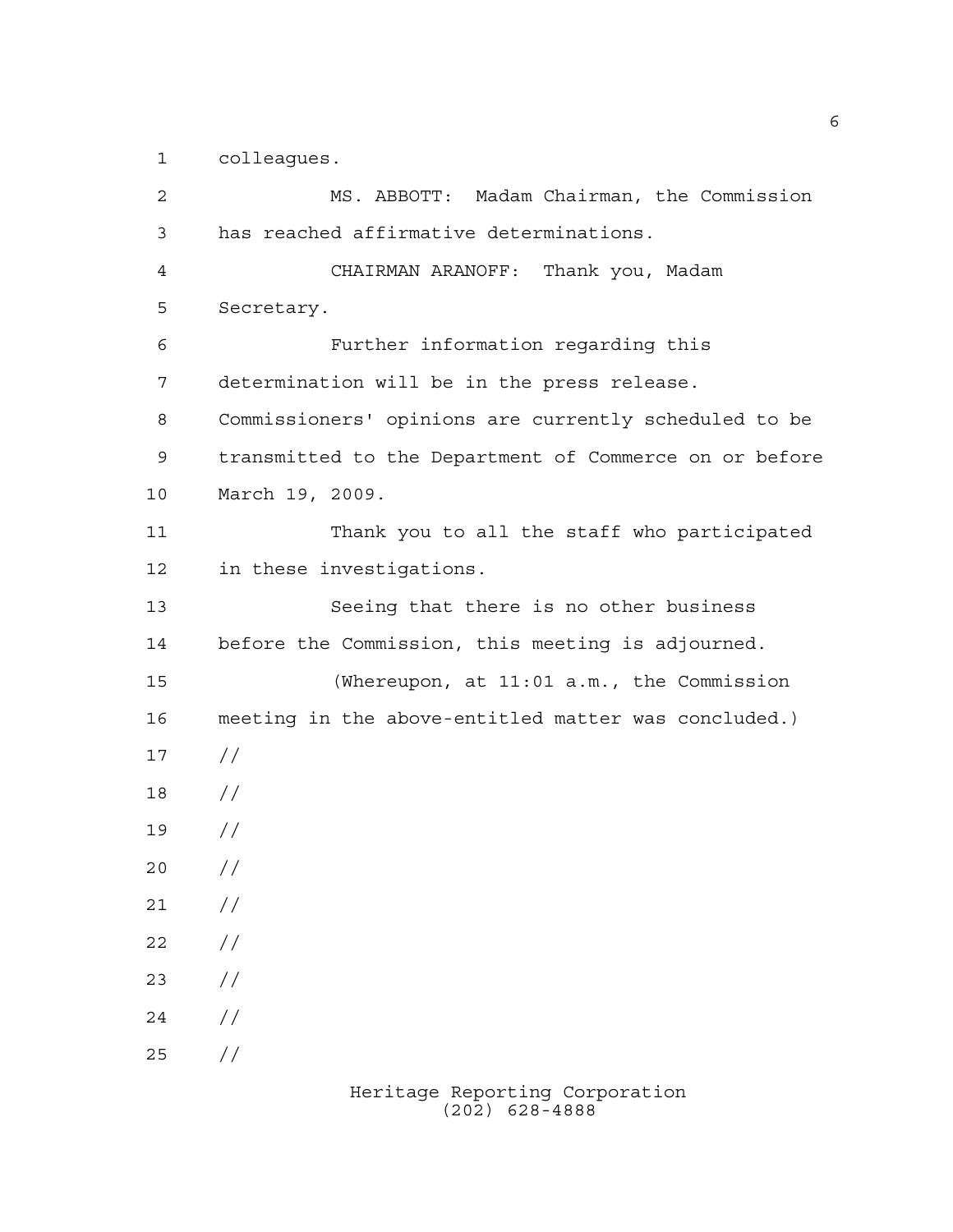colleagues.

MS. ABBOTT: Madam Chairman, the Commission has reached affirmative determinations.

CHAIRMAN ARANOFF: Thank you, Madam Secretary.

Further information regarding this determination will be in the press release. Commissioners' opinions are currently scheduled to be transmitted to the Department of Commerce on or before March 19, 2009.

Thank you to all the staff who participated in these investigations.

Seeing that there is no other business before the Commission, this meeting is adjourned.

(Whereupon, at 11:01 a.m., the Commission meeting in the above-entitled matter was concluded.)

//

//

//

//

//

//

//

//

//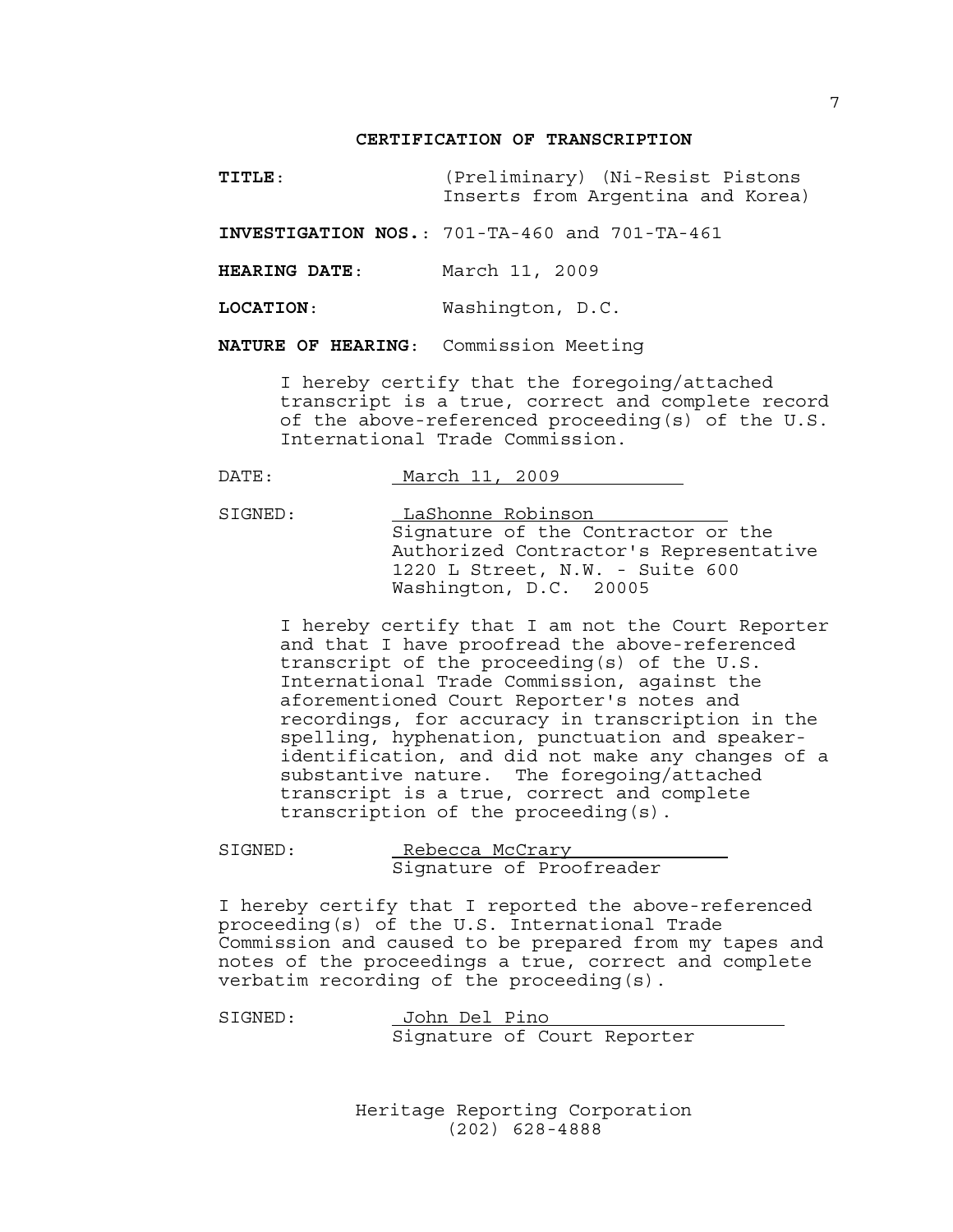**CERTIFICATION OF TRANSCRIPTION**

**TITLE**: (Preliminary) (Ni-Resist Pistons Inserts from Argentina and Korea)

**INVESTIGATION NOS.**: 701-TA-460 and 701-TA-461

**HEARING DATE**: March 11, 2009

**LOCATION**: Washington, D.C.

**NATURE OF HEARING**: Commission Meeting

I hereby certify that the foregoing/attached transcript is a true, correct and complete record of the above-referenced proceeding(s) of the U.S. International Trade Commission.

DATE: March 11, 2009

SIGNED: LaShonne Robinson
Signature of the Contractor or the Authorized Contractor's Representative
1220 L Street, N.W. - Suite 600
Washington, D.C. 20005

I hereby certify that I am not the Court Reporter and that I have proofread the above-referenced transcript of the proceeding(s) of the U.S. International Trade Commission, against the aforementioned Court Reporter's notes and recordings, for accuracy in transcription in the spelling, hyphenation, punctuation and speaker-identification, and did not make any changes of a substantive nature. The foregoing/attached transcript is a true, correct and complete transcription of the proceeding(s).

SIGNED: Rebecca McCrary
Signature of Proofreader

I hereby certify that I reported the above-referenced proceeding(s) of the U.S. International Trade Commission and caused to be prepared from my tapes and notes of the proceedings a true, correct and complete verbatim recording of the proceeding(s).

SIGNED: John Del Pino
Signature of Court Reporter

Heritage Reporting Corporation
(202) 628-4888